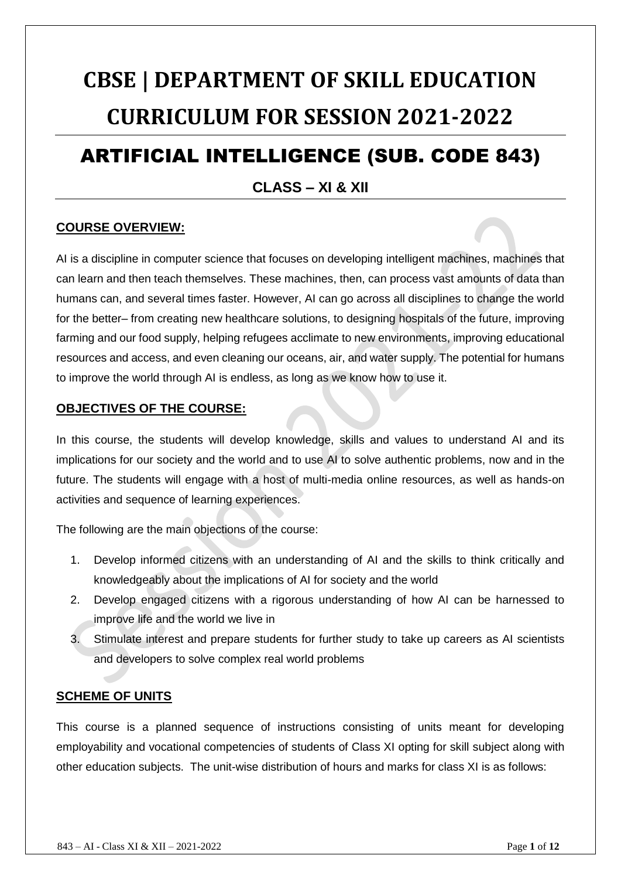# CBSE | DEPARTMENT OF SKILL EDUCATION CURRICULUM FOR SESSION 2021-2022

## ARTIFICIAL INTELLIGENCE (SUB. CODE 843)

### CLASS – XI & XII

**COURSE OVERVIEW:**

AI is a discipline in computer science that focuses on developing intelligent machines, machines that can learn and then teach themselves. These machines, then, can process vast amounts of data than humans can, and several times faster. However, AI can go across all disciplines to change the world for the better– from creating new healthcare solutions, to designing hospitals of the future, improving farming and our food supply, helping refugees acclimate to new environments, improving educational resources and access, and even cleaning our oceans, air, and water supply. The potential for humans to improve the world through AI is endless, as long as we know how to use it.

**OBJECTIVES OF THE COURSE:**

In this course, the students will develop knowledge, skills and values to understand AI and its implications for our society and the world and to use AI to solve authentic problems, now and in the future. The students will engage with a host of multi-media online resources, as well as hands-on activities and sequence of learning experiences.

The following are the main objections of the course:

1. Develop informed citizens with an understanding of AI and the skills to think critically and knowledgeably about the implications of AI for society and the world
2. Develop engaged citizens with a rigorous understanding of how AI can be harnessed to improve life and the world we live in
3. Stimulate interest and prepare students for further study to take up careers as AI scientists and developers to solve complex real world problems

**SCHEME OF UNITS**

This course is a planned sequence of instructions consisting of units meant for developing employability and vocational competencies of students of Class XI opting for skill subject along with other education subjects. The unit-wise distribution of hours and marks for class XI is as follows: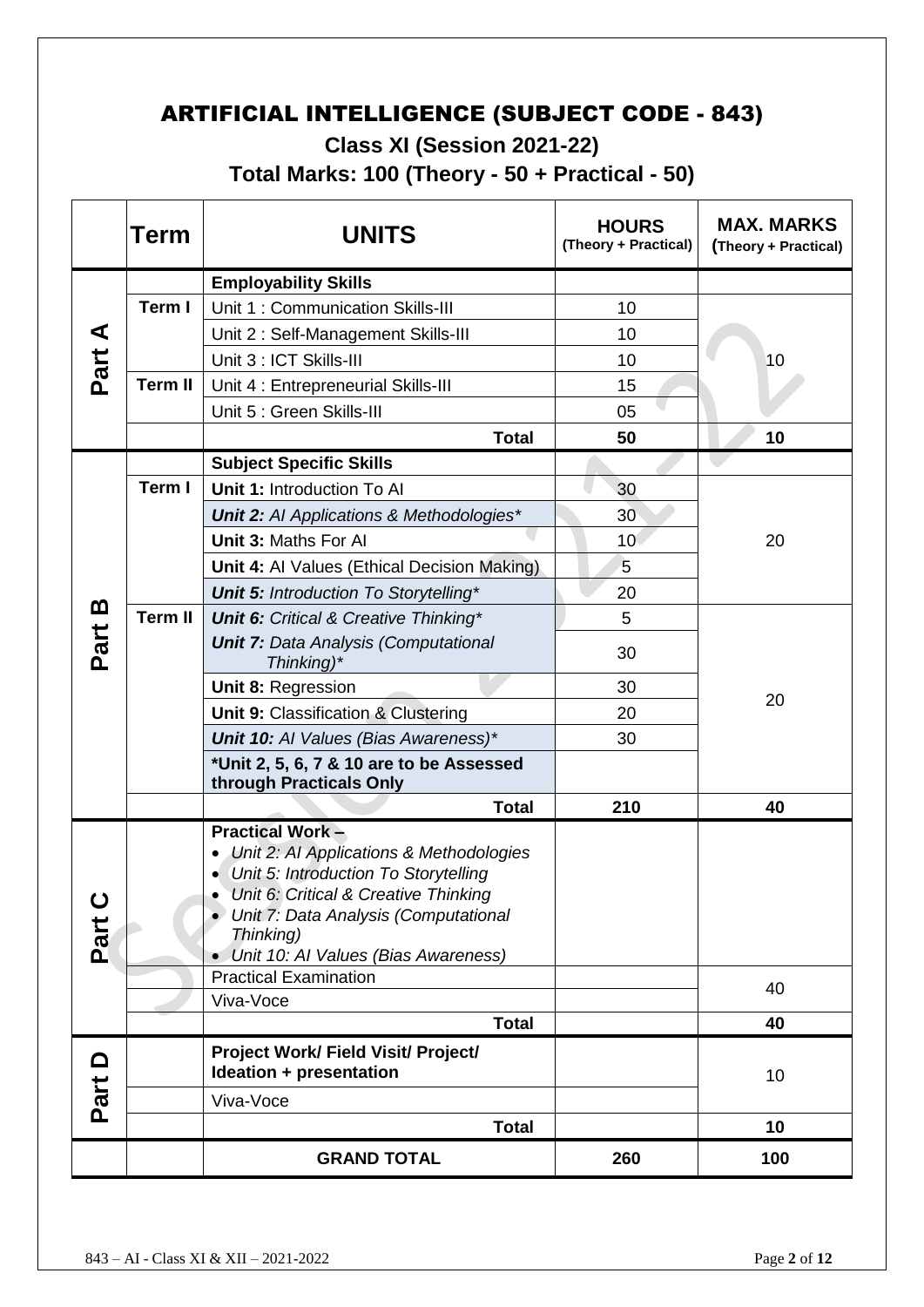# ARTIFICIAL INTELLIGENCE (SUBJECT CODE - 843)

## Class XI (Session 2021-22)

## Total Marks: 100 (Theory - 50 + Practical - 50)

| | Term | UNITS | HOURS (Theory + Practical) | MAX. MARKS (Theory + Practical) |
|---|---|---|---|---|
| Part A | | **Employability Skills** | | |
| | Term I | Unit 1 : Communication Skills-III | 10 | 10 |
| | | Unit 2 : Self-Management Skills-III | 10 | |
| | | Unit 3 : ICT Skills-III | 10 | |
| | Term II | Unit 4 : Entrepreneurial Skills-III | 15 | |
| | | Unit 5 : Green Skills-III | 05 | |
| | | **Total** | **50** | **10** |
| Part B | | **Subject Specific Skills** | | |
| | Term I | **Unit 1:** Introduction To AI | 30 | 20 |
| | | ***Unit 2:*** *AI Applications & Methodologies** | 30 | |
| | | **Unit 3:** Maths For AI | 10 | |
| | | **Unit 4:** AI Values (Ethical Decision Making) | 5 | |
| | | ***Unit 5:*** *Introduction To Storytelling** | 20 | |
| | Term II | ***Unit 6:*** *Critical & Creative Thinking** | 5 | 20 |
| | | ***Unit 7:*** *Data Analysis (Computational Thinking)** | 30 | |
| | | **Unit 8:** Regression | 30 | |
| | | **Unit 9:** Classification & Clustering | 20 | |
| | | ***Unit 10:*** *AI Values (Bias Awareness)** | 30 | |
| | | **\*Unit 2, 5, 6, 7 & 10 are to be Assessed through Practicals Only** | | |
| | | **Total** | **210** | **40** |
| Part C | | **Practical Work –** <br>• *Unit 2: AI Applications & Methodologies* <br>• *Unit 5: Introduction To Storytelling* <br>• *Unit 6: Critical & Creative Thinking* <br>• *Unit 7: Data Analysis (Computational Thinking)* <br>• *Unit 10: AI Values (Bias Awareness)* | | |
| | | Practical Examination | | 40 |
| | | Viva-Voce | | |
| | | **Total** | | **40** |
| Part D | | **Project Work/ Field Visit/ Project/ Ideation + presentation** | | 10 |
| | | Viva-Voce | | |
| | | **Total** | | **10** |
| | | **GRAND TOTAL** | **260** | **100** |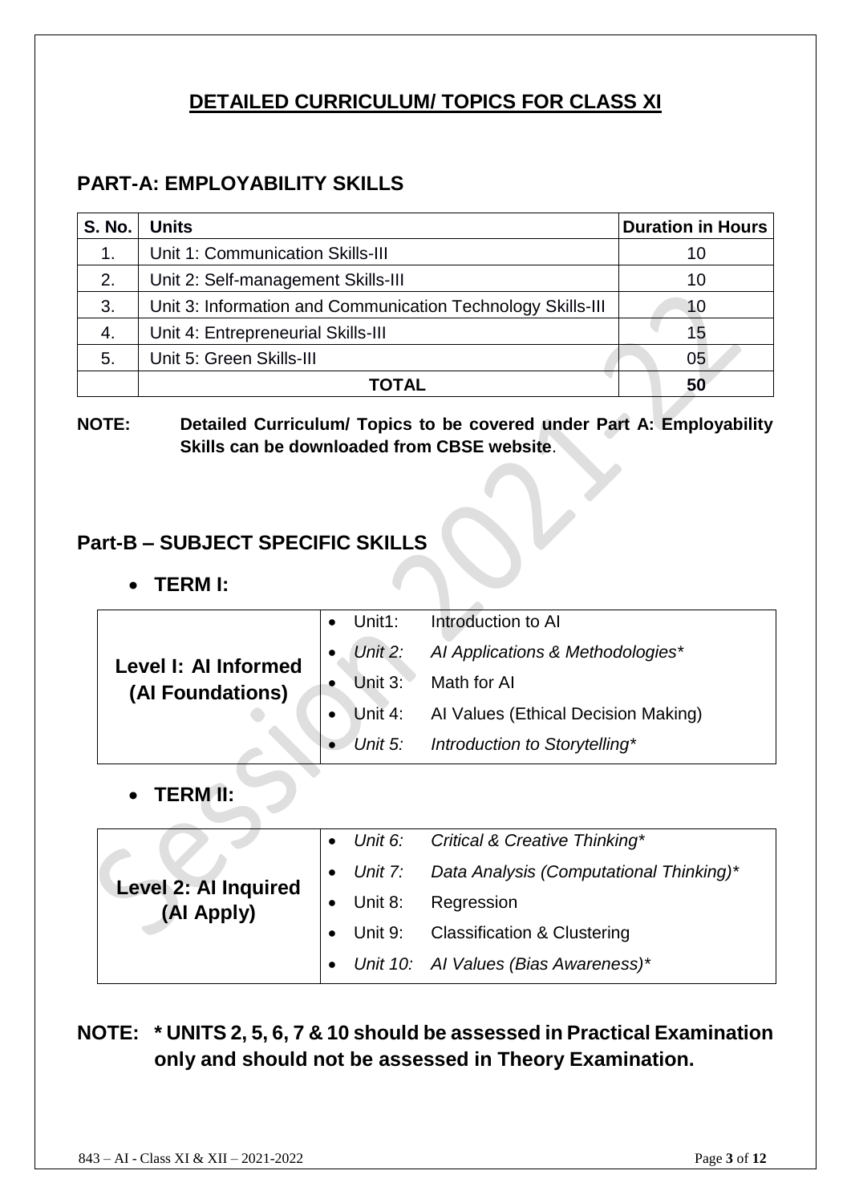# DETAILED CURRICULUM/ TOPICS FOR CLASS XI

## PART-A: EMPLOYABILITY SKILLS

| S. No. | Units | Duration in Hours |
|---|---|---|
| 1. | Unit 1: Communication Skills-III | 10 |
| 2. | Unit 2: Self-management Skills-III | 10 |
| 3. | Unit 3: Information and Communication Technology Skills-III | 10 |
| 4. | Unit 4: Entrepreneurial Skills-III | 15 |
| 5. | Unit 5: Green Skills-III | 05 |
| | **TOTAL** | **50** |

**NOTE: Detailed Curriculum/ Topics to be covered under Part A: Employability Skills can be downloaded from CBSE website**.

## Part-B – SUBJECT SPECIFIC SKILLS

- **TERM I:**

| | |
|---|---|
| **Level I: AI Informed (AI Foundations)** | • Unit1: Introduction to AI<br>• *Unit 2: AI Applications & Methodologies**<br>• Unit 3: Math for AI<br>• Unit 4: AI Values (Ethical Decision Making)<br>• *Unit 5: Introduction to Storytelling** |

- **TERM II:**

| | |
|---|---|
| **Level 2: AI Inquired (AI Apply)** | • *Unit 6: Critical & Creative Thinking**<br>• *Unit 7: Data Analysis (Computational Thinking)**<br>• Unit 8: Regression<br>• Unit 9: Classification & Clustering<br>• *Unit 10: AI Values (Bias Awareness)** |

**NOTE: * UNITS 2, 5, 6, 7 & 10 should be assessed in Practical Examination only and should not be assessed in Theory Examination.**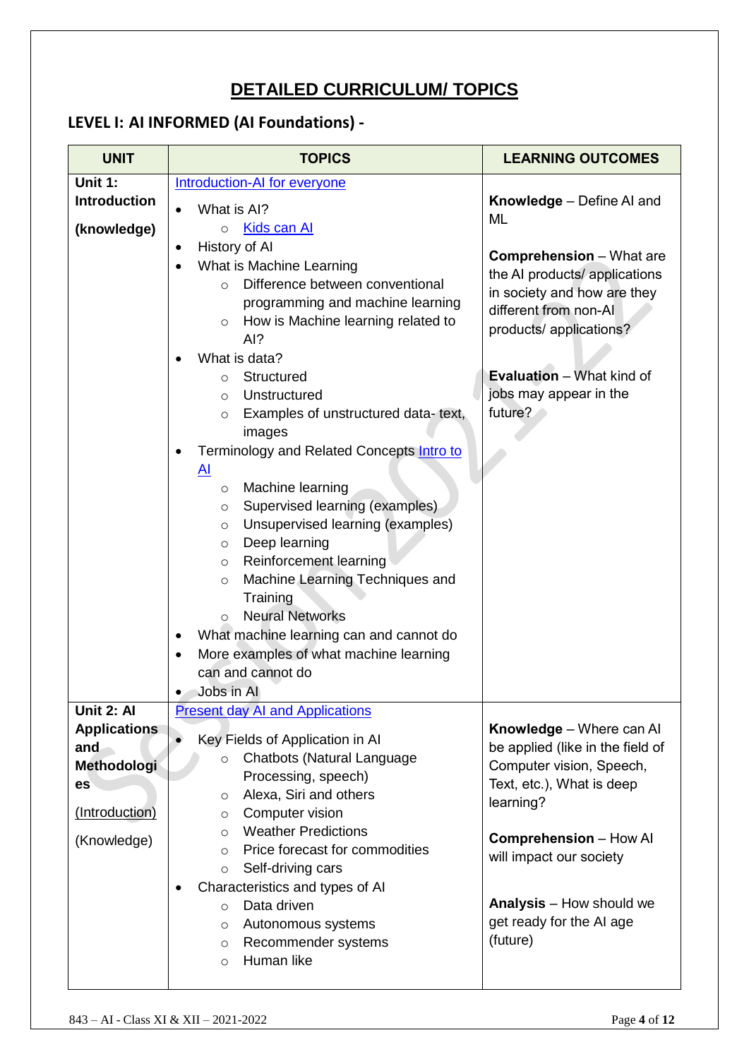# DETAILED CURRICULUM/ TOPICS

## LEVEL I: AI INFORMED (AI Foundations) -

| UNIT | TOPICS | LEARNING OUTCOMES |
|---|---|---|
| **Unit 1: Introduction** <br> **(knowledge)** | Introduction-AI for everyone <br> • What is AI? <br> ○ Kids can AI <br> • History of AI <br> • What is Machine Learning <br> ○ Difference between conventional programming and machine learning <br> ○ How is Machine learning related to AI? <br> • What is data? <br> ○ Structured <br> ○ Unstructured <br> ○ Examples of unstructured data- text, images <br> • Terminology and Related Concepts Intro to AI <br> ○ Machine learning <br> ○ Supervised learning (examples) <br> ○ Unsupervised learning (examples) <br> ○ Deep learning <br> ○ Reinforcement learning <br> ○ Machine Learning Techniques and Training <br> ○ Neural Networks <br> • What machine learning can and cannot do <br> • More examples of what machine learning can and cannot do <br> • Jobs in AI | **Knowledge** – Define AI and ML <br><br> **Comprehension** – What are the AI products/ applications in society and how are they different from non-AI products/ applications? <br><br> **Evaluation** – What kind of jobs may appear in the future? |
| **Unit 2: AI Applications and Methodologies** <br> (Introduction) <br> (Knowledge) | Present day AI and Applications <br> • Key Fields of Application in AI <br> ○ Chatbots (Natural Language Processing, speech) <br> ○ Alexa, Siri and others <br> ○ Computer vision <br> ○ Weather Predictions <br> ○ Price forecast for commodities <br> ○ Self-driving cars <br> • Characteristics and types of AI <br> ○ Data driven <br> ○ Autonomous systems <br> ○ Recommender systems <br> ○ Human like | **Knowledge** – Where can AI be applied (like in the field of Computer vision, Speech, Text, etc.), What is deep learning? <br><br> **Comprehension** – How AI will impact our society <br><br> **Analysis** – How should we get ready for the AI age (future) |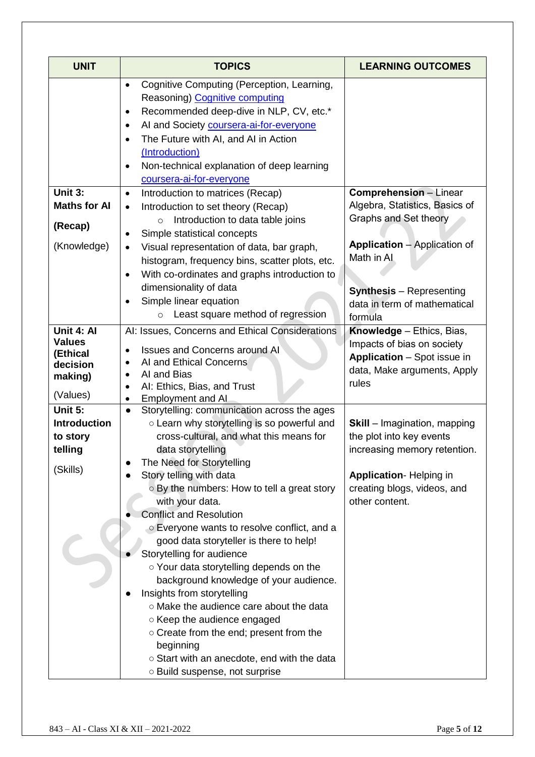| UNIT | TOPICS | LEARNING OUTCOMES |
|---|---|---|
| | • Cognitive Computing (Perception, Learning, Reasoning) [Cognitive computing](#)<br>• Recommended deep-dive in NLP, CV, etc.*<br>• AI and Society [coursera-ai-for-everyone](#)<br>• The Future with AI, and AI in Action [(Introduction)](#)<br>• Non-technical explanation of deep learning [coursera-ai-for-everyone](#) | |
| **Unit 3: Maths for AI**<br><br>**(Recap)**<br><br>(Knowledge) | • Introduction to matrices (Recap)<br>• Introduction to set theory (Recap)<br>  ○ Introduction to data table joins<br>• Simple statistical concepts<br>• Visual representation of data, bar graph, histogram, frequency bins, scatter plots, etc.<br>• With co-ordinates and graphs introduction to dimensionality of data<br>• Simple linear equation<br>  ○ Least square method of regression | **Comprehension** – Linear Algebra, Statistics, Basics of Graphs and Set theory<br><br>**Application** – Application of Math in AI<br><br>**Synthesis** – Representing data in term of mathematical formula |
| **Unit 4: AI Values (Ethical decision making)**<br><br>(Values) | AI: Issues, Concerns and Ethical Considerations<br>• Issues and Concerns around AI<br>• AI and Ethical Concerns<br>• AI and Bias<br>• AI: Ethics, Bias, and Trust<br>• Employment and AI | **Knowledge** – Ethics, Bias, Impacts of bias on society<br>**Application** – Spot issue in data, Make arguments, Apply rules |
| **Unit 5: Introduction to story telling**<br><br>(Skills) | • Storytelling: communication across the ages<br>  ○ Learn why storytelling is so powerful and cross-cultural, and what this means for data storytelling<br>• The Need for Storytelling<br>• Story telling with data<br>  ○ By the numbers: How to tell a great story with your data.<br>• Conflict and Resolution<br>  ○ Everyone wants to resolve conflict, and a good data storyteller is there to help!<br>• Storytelling for audience<br>  ○ Your data storytelling depends on the background knowledge of your audience.<br>• Insights from storytelling<br>  ○ Make the audience care about the data<br>  ○ Keep the audience engaged<br>  ○ Create from the end; present from the beginning<br>  ○ Start with an anecdote, end with the data<br>  ○ Build suspense, not surprise | **Skill** – Imagination, mapping the plot into key events increasing memory retention.<br><br>**Application**- Helping in creating blogs, videos, and other content. |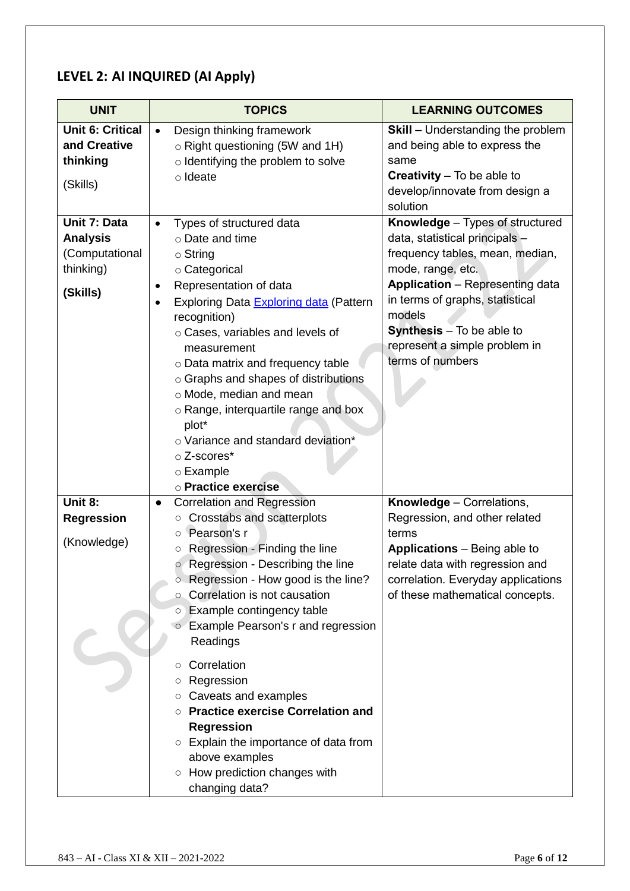## LEVEL 2: AI INQUIRED (AI Apply)

| UNIT | TOPICS | LEARNING OUTCOMES |
|---|---|---|
| **Unit 6: Critical and Creative thinking**<br><br>(Skills) | • Design thinking framework<br>○ Right questioning (5W and 1H)<br>○ Identifying the problem to solve<br>○ Ideate | **Skill –** Understanding the problem and being able to express the same<br>**Creativity –** To be able to develop/innovate from design a solution |
| **Unit 7: Data Analysis**<br>(Computational thinking)<br><br>**(Skills)** | • Types of structured data<br>○ Date and time<br>○ String<br>○ Categorical<br>• Representation of data<br>• Exploring Data [Exploring data] (Pattern recognition)<br>○ Cases, variables and levels of measurement<br>○ Data matrix and frequency table<br>○ Graphs and shapes of distributions<br>○ Mode, median and mean<br>○ Range, interquartile range and box plot*<br>○ Variance and standard deviation*<br>○ Z-scores*<br>○ Example<br>○ **Practice exercise** | **Knowledge** – Types of structured data, statistical principals – frequency tables, mean, median, mode, range, etc.<br>**Application** – Representing data in terms of graphs, statistical models<br>**Synthesis** – To be able to represent a simple problem in terms of numbers |
| **Unit 8: Regression**<br><br>(Knowledge) | ● Correlation and Regression<br>○ Crosstabs and scatterplots<br>○ Pearson's r<br>○ Regression - Finding the line<br>○ Regression - Describing the line<br>○ Regression - How good is the line?<br>○ Correlation is not causation<br>○ Example contingency table<br>○ Example Pearson's r and regression Readings<br><br>○ Correlation<br>○ Regression<br>○ Caveats and examples<br>○ **Practice exercise Correlation and Regression**<br>○ Explain the importance of data from above examples<br>○ How prediction changes with changing data? | **Knowledge** – Correlations, Regression, and other related terms<br>**Applications** – Being able to relate data with regression and correlation. Everyday applications of these mathematical concepts. |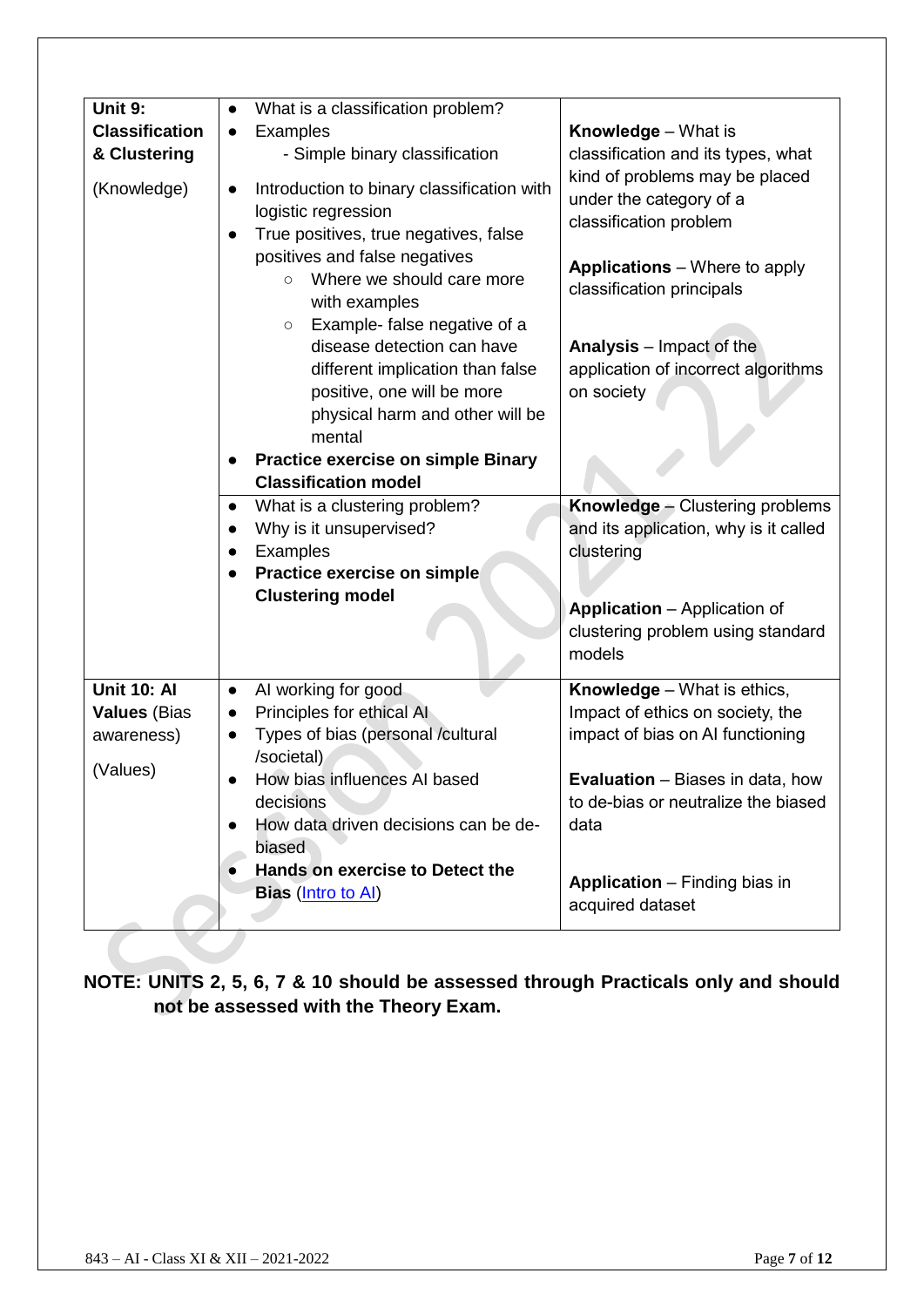| | | |
|---|---|---|
| **Unit 9: Classification & Clustering**<br><br>(Knowledge) | • What is a classification problem?<br>• Examples<br>  - Simple binary classification<br>• Introduction to binary classification with logistic regression<br>• True positives, true negatives, false positives and false negatives<br>  ○ Where we should care more with examples<br>  ○ Example- false negative of a disease detection can have different implication than false positive, one will be more physical harm and other will be mental<br>• **Practice exercise on simple Binary Classification model** | **Knowledge** – What is classification and its types, what kind of problems may be placed under the category of a classification problem<br><br>**Applications** – Where to apply classification principals<br><br>**Analysis** – Impact of the application of incorrect algorithms on society |
| | • What is a clustering problem?<br>• Why is it unsupervised?<br>• Examples<br>• **Practice exercise on simple Clustering model** | **Knowledge** – Clustering problems and its application, why is it called clustering<br><br>**Application** – Application of clustering problem using standard models |
| **Unit 10: AI Values** (Bias awareness)<br><br>(Values) | • AI working for good<br>• Principles for ethical AI<br>• Types of bias (personal /cultural /societal)<br>• How bias influences AI based decisions<br>• How data driven decisions can be de-biased<br>• **Hands on exercise to Detect the Bias** ([Intro to AI](Intro to AI)) | **Knowledge** – What is ethics, Impact of ethics on society, the impact of bias on AI functioning<br><br>**Evaluation** – Biases in data, how to de-bias or neutralize the biased data<br><br>**Application** – Finding bias in acquired dataset |

**NOTE: UNITS 2, 5, 6, 7 & 10 should be assessed through Practicals only and should not be assessed with the Theory Exam.**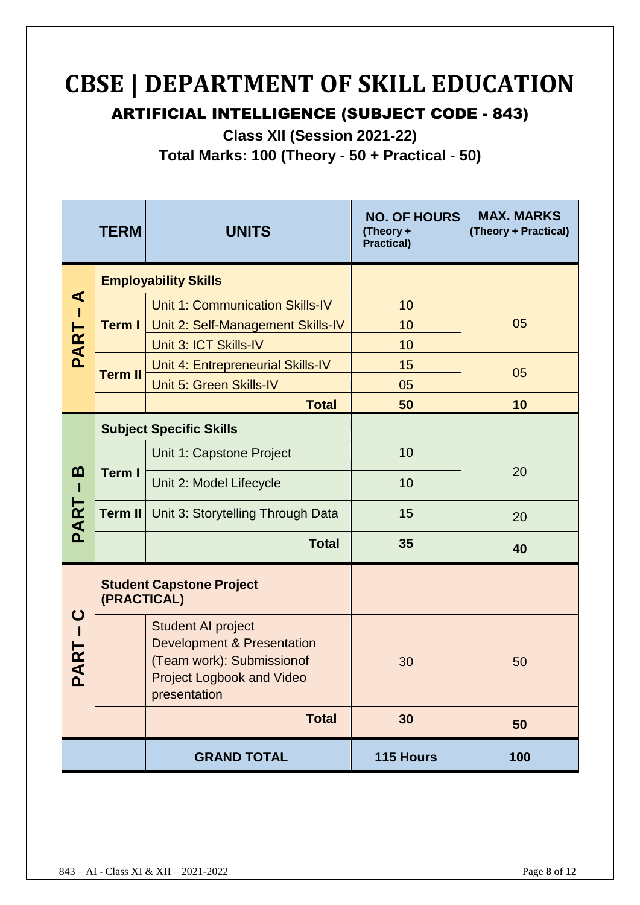# CBSE | DEPARTMENT OF SKILL EDUCATION

## ARTIFICIAL INTELLIGENCE (SUBJECT CODE - 843)

**Class XII (Session 2021-22)**

**Total Marks: 100 (Theory - 50 + Practical - 50)**

| | TERM | UNITS | NO. OF HOURS (Theory + Practical) | MAX. MARKS (Theory + Practical) |
|---|---|---|---|---|
| PART – A | **Employability Skills** | | | |
| | Term I | Unit 1: Communication Skills-IV | 10 | 05 |
| | | Unit 2: Self-Management Skills-IV | 10 | |
| | | Unit 3: ICT Skills-IV | 10 | |
| | Term II | Unit 4: Entrepreneurial Skills-IV | 15 | 05 |
| | | Unit 5: Green Skills-IV | 05 | |
| | | **Total** | **50** | **10** |
| PART – B | **Subject Specific Skills** | | | |
| | Term I | Unit 1: Capstone Project | 10 | 20 |
| | | Unit 2: Model Lifecycle | 10 | |
| | Term II | Unit 3: Storytelling Through Data | 15 | 20 |
| | | **Total** | **35** | **40** |
| PART – C | **Student Capstone Project (PRACTICAL)** | | | |
| | | Student AI project Development & Presentation (Team work): Submissionof Project Logbook and Video presentation | 30 | 50 |
| | | **Total** | **30** | **50** |
| | | **GRAND TOTAL** | **115 Hours** | **100** |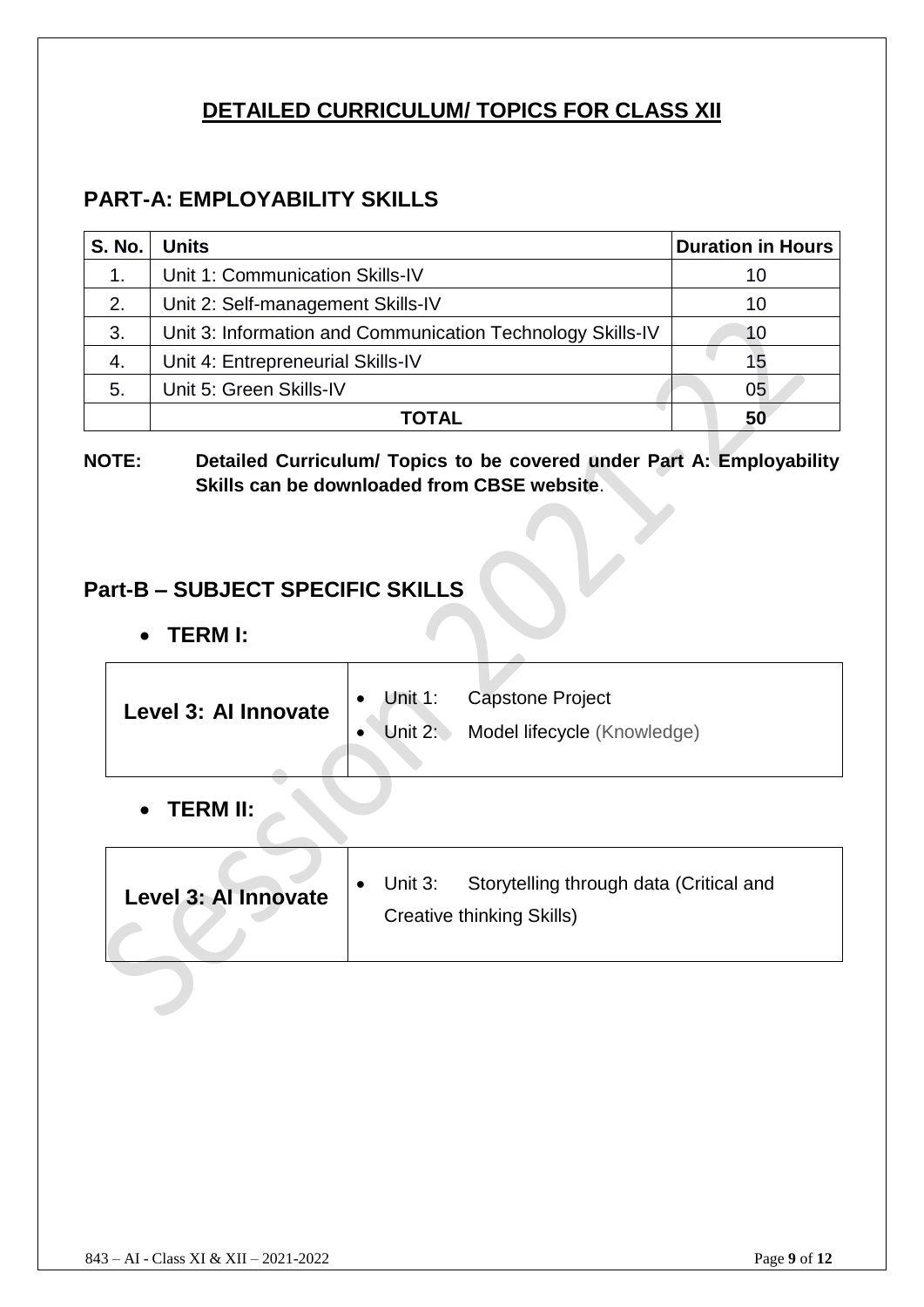# DETAILED CURRICULUM/ TOPICS FOR CLASS XII

## PART-A: EMPLOYABILITY SKILLS

| S. No. | Units | Duration in Hours |
|---|---|---|
| 1. | Unit 1: Communication Skills-IV | 10 |
| 2. | Unit 2: Self-management Skills-IV | 10 |
| 3. | Unit 3: Information and Communication Technology Skills-IV | 10 |
| 4. | Unit 4: Entrepreneurial Skills-IV | 15 |
| 5. | Unit 5: Green Skills-IV | 05 |
| | **TOTAL** | **50** |

**NOTE: Detailed Curriculum/ Topics to be covered under Part A: Employability Skills can be downloaded from CBSE website**.

## Part-B – SUBJECT SPECIFIC SKILLS

- **TERM I:**

| Level 3: AI Innovate | |
|---|---|
| | • Unit 1: Capstone Project<br>• Unit 2: Model lifecycle (Knowledge) |

- **TERM II:**

| Level 3: AI Innovate | |
|---|---|
| | • Unit 3: Storytelling through data (Critical and Creative thinking Skills) |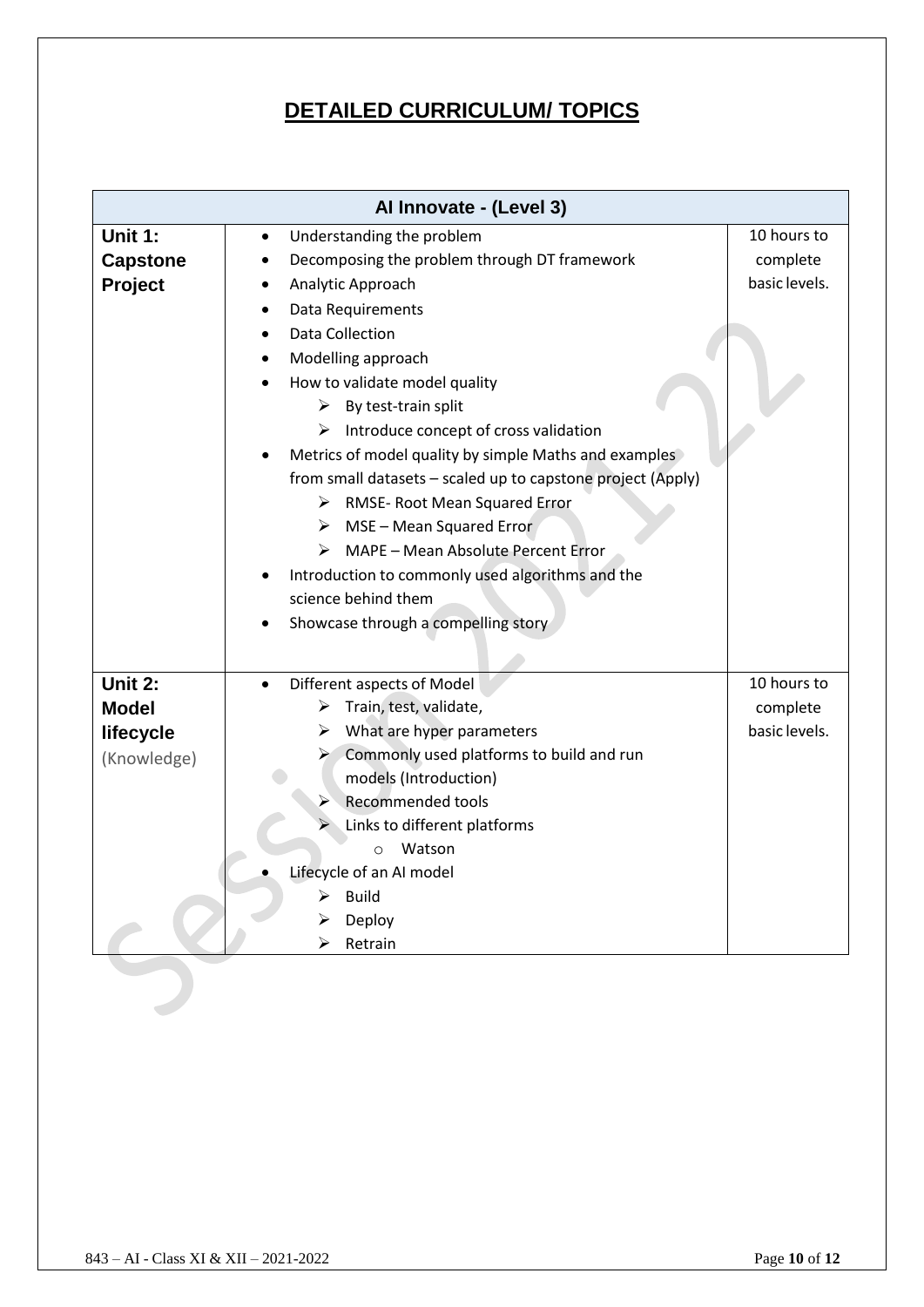# DETAILED CURRICULUM/ TOPICS

| AI Innovate - (Level 3) | | |
|---|---|---|
| **Unit 1: Capstone Project** | • Understanding the problem<br>• Decomposing the problem through DT framework<br>• Analytic Approach<br>• Data Requirements<br>• Data Collection<br>• Modelling approach<br>• How to validate model quality<br>&nbsp;&nbsp;&nbsp;&nbsp;➢ By test-train split<br>&nbsp;&nbsp;&nbsp;&nbsp;➢ Introduce concept of cross validation<br>• Metrics of model quality by simple Maths and examples from small datasets – scaled up to capstone project (Apply)<br>&nbsp;&nbsp;&nbsp;&nbsp;➢ RMSE- Root Mean Squared Error<br>&nbsp;&nbsp;&nbsp;&nbsp;➢ MSE – Mean Squared Error<br>&nbsp;&nbsp;&nbsp;&nbsp;➢ MAPE – Mean Absolute Percent Error<br>• Introduction to commonly used algorithms and the science behind them<br>• Showcase through a compelling story | 10 hours to complete basic levels. |
| **Unit 2: Model lifecycle** (Knowledge) | • Different aspects of Model<br>&nbsp;&nbsp;&nbsp;&nbsp;➢ Train, test, validate,<br>&nbsp;&nbsp;&nbsp;&nbsp;➢ What are hyper parameters<br>&nbsp;&nbsp;&nbsp;&nbsp;➢ Commonly used platforms to build and run models (Introduction)<br>&nbsp;&nbsp;&nbsp;&nbsp;➢ Recommended tools<br>&nbsp;&nbsp;&nbsp;&nbsp;➢ Links to different platforms<br>&nbsp;&nbsp;&nbsp;&nbsp;&nbsp;&nbsp;&nbsp;&nbsp;o Watson<br>• Lifecycle of an AI model<br>&nbsp;&nbsp;&nbsp;&nbsp;➢ Build<br>&nbsp;&nbsp;&nbsp;&nbsp;➢ Deploy<br>&nbsp;&nbsp;&nbsp;&nbsp;➢ Retrain | 10 hours to complete basic levels. |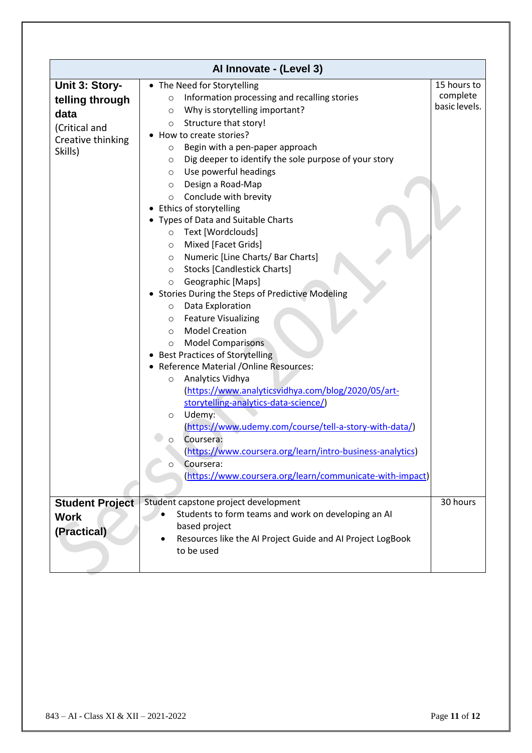| AI Innovate - (Level 3) | | |
|---|---|---|
| **Unit 3: Story-telling through data** (Critical and Creative thinking Skills) | • The Need for Storytelling<br>  ○ Information processing and recalling stories<br>  ○ Why is storytelling important?<br>  ○ Structure that story!<br>• How to create stories?<br>  ○ Begin with a pen-paper approach<br>  ○ Dig deeper to identify the sole purpose of your story<br>  ○ Use powerful headings<br>  ○ Design a Road-Map<br>  ○ Conclude with brevity<br>• Ethics of storytelling<br>• Types of Data and Suitable Charts<br>  ○ Text [Wordclouds]<br>  ○ Mixed [Facet Grids]<br>  ○ Numeric [Line Charts/ Bar Charts]<br>  ○ Stocks [Candlestick Charts]<br>  ○ Geographic [Maps]<br>• Stories During the Steps of Predictive Modeling<br>  ○ Data Exploration<br>  ○ Feature Visualizing<br>  ○ Model Creation<br>  ○ Model Comparisons<br>• Best Practices of Storytelling<br>• Reference Material /Online Resources:<br>  ○ Analytics Vidhya (https://www.analyticsvidhya.com/blog/2020/05/art-storytelling-analytics-data-science/)<br>  ○ Udemy: (https://www.udemy.com/course/tell-a-story-with-data/)<br>  ○ Coursera: (https://www.coursera.org/learn/intro-business-analytics)<br>  ○ Coursera: (https://www.coursera.org/learn/communicate-with-impact) | 15 hours to complete basic levels. |
| **Student Project Work (Practical)** | Student capstone project development<br>• Students to form teams and work on developing an AI based project<br>• Resources like the AI Project Guide and AI Project LogBook to be used | 30 hours |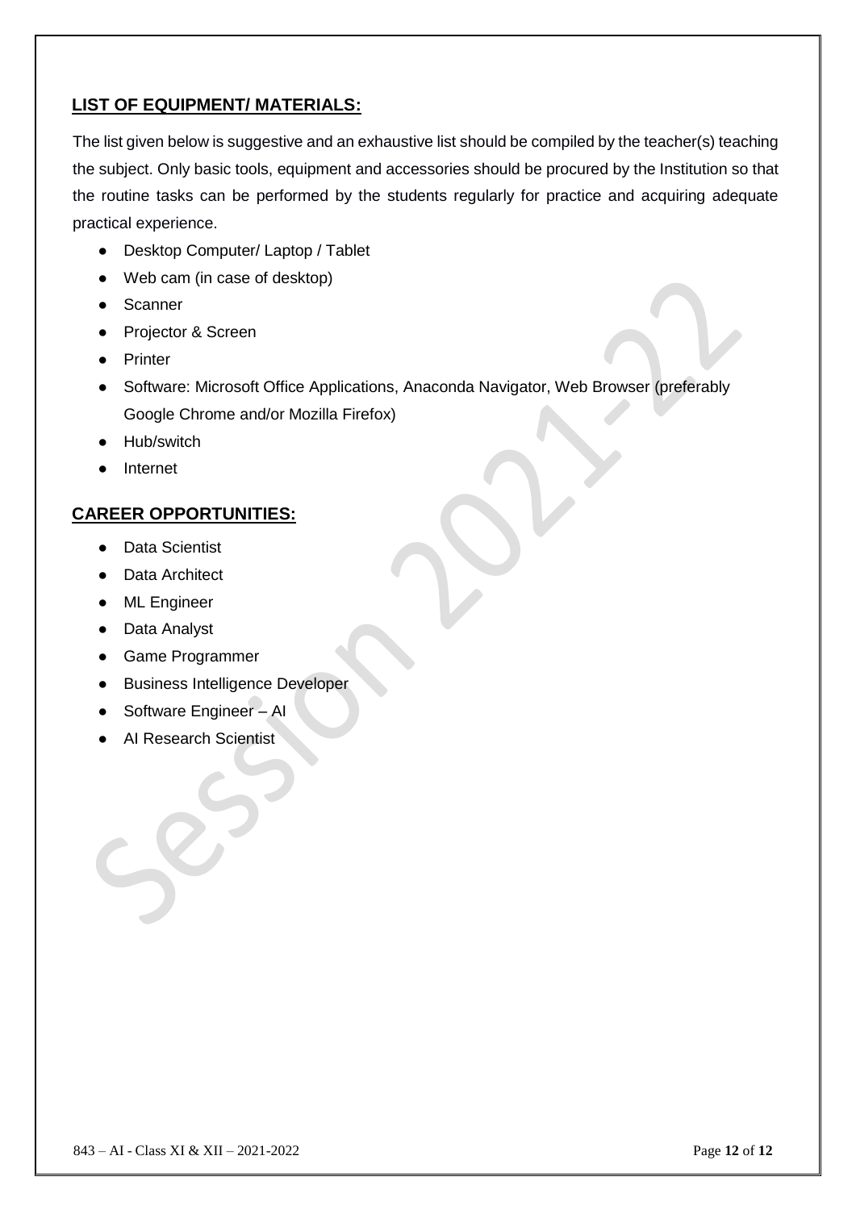## LIST OF EQUIPMENT/ MATERIALS:

The list given below is suggestive and an exhaustive list should be compiled by the teacher(s) teaching the subject. Only basic tools, equipment and accessories should be procured by the Institution so that the routine tasks can be performed by the students regularly for practice and acquiring adequate practical experience.

- Desktop Computer/ Laptop / Tablet
- Web cam (in case of desktop)
- Scanner
- Projector & Screen
- Printer
- Software: Microsoft Office Applications, Anaconda Navigator, Web Browser (preferably Google Chrome and/or Mozilla Firefox)
- Hub/switch
- Internet

## CAREER OPPORTUNITIES:

- Data Scientist
- Data Architect
- ML Engineer
- Data Analyst
- Game Programmer
- Business Intelligence Developer
- Software Engineer – AI
- AI Research Scientist